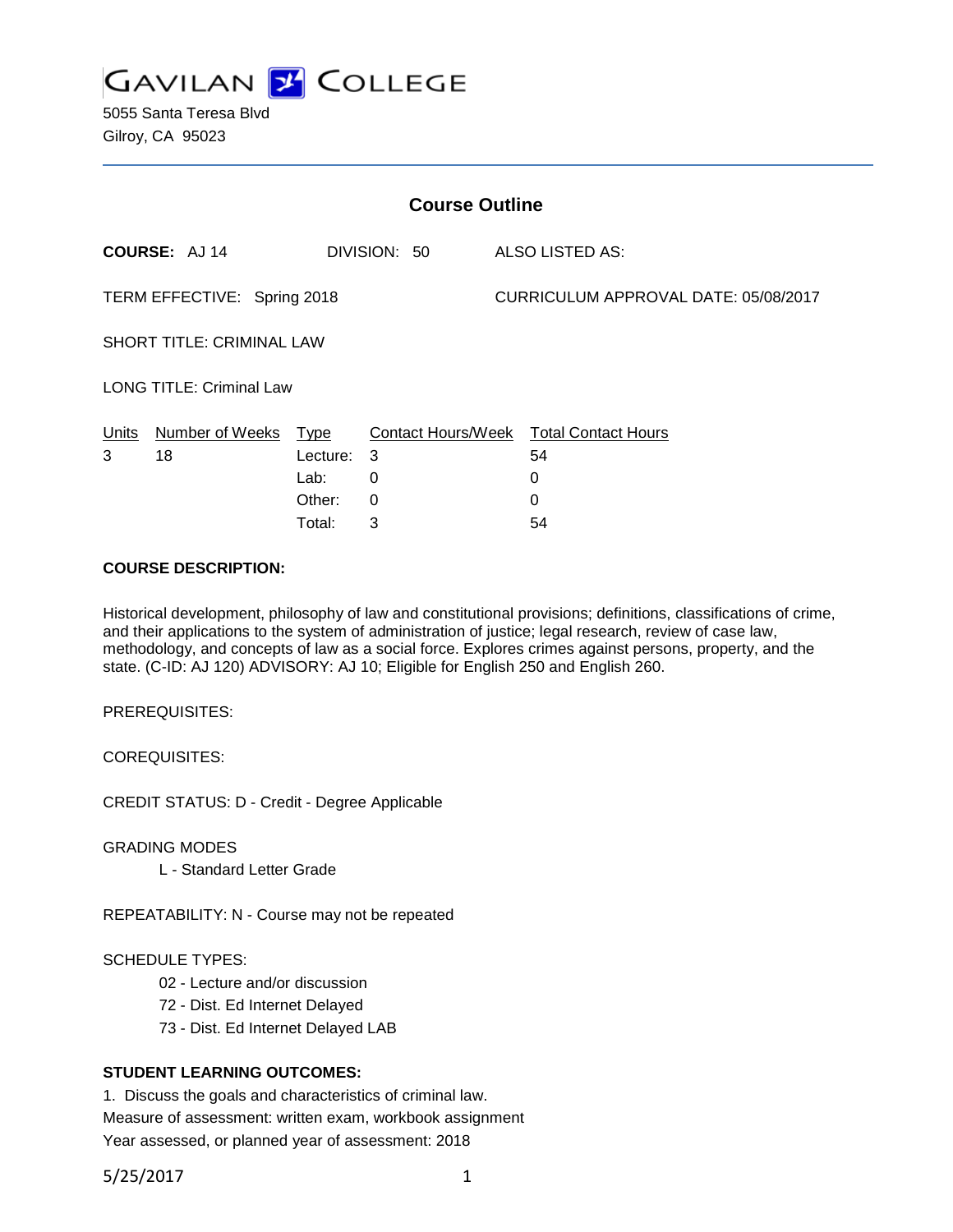# GAVILAN COLLEGE

5055 Santa Teresa Blvd
Gilroy, CA 95023

## Course Outline

**COURSE:** AJ 14 DIVISION: 50 ALSO LISTED AS:

TERM EFFECTIVE: Spring 2018 CURRICULUM APPROVAL DATE: 05/08/2017

SHORT TITLE: CRIMINAL LAW

LONG TITLE: Criminal Law

| Units | Number of Weeks | Type | Contact Hours/Week | Total Contact Hours |
|---|---|---|---|---|
| 3 | 18 | Lecture: | 3 | 54 |
| | | Lab: | 0 | 0 |
| | | Other: | 0 | 0 |
| | | Total: | 3 | 54 |

**COURSE DESCRIPTION:**

Historical development, philosophy of law and constitutional provisions; definitions, classifications of crime, and their applications to the system of administration of justice; legal research, review of case law, methodology, and concepts of law as a social force. Explores crimes against persons, property, and the state. (C-ID: AJ 120) ADVISORY: AJ 10; Eligible for English 250 and English 260.

PREREQUISITES:

COREQUISITES:

CREDIT STATUS: D - Credit - Degree Applicable

GRADING MODES

L - Standard Letter Grade

REPEATABILITY: N - Course may not be repeated

SCHEDULE TYPES:

02 - Lecture and/or discussion
72 - Dist. Ed Internet Delayed
73 - Dist. Ed Internet Delayed LAB

**STUDENT LEARNING OUTCOMES:**

1. Discuss the goals and characteristics of criminal law.
Measure of assessment: written exam, workbook assignment
Year assessed, or planned year of assessment: 2018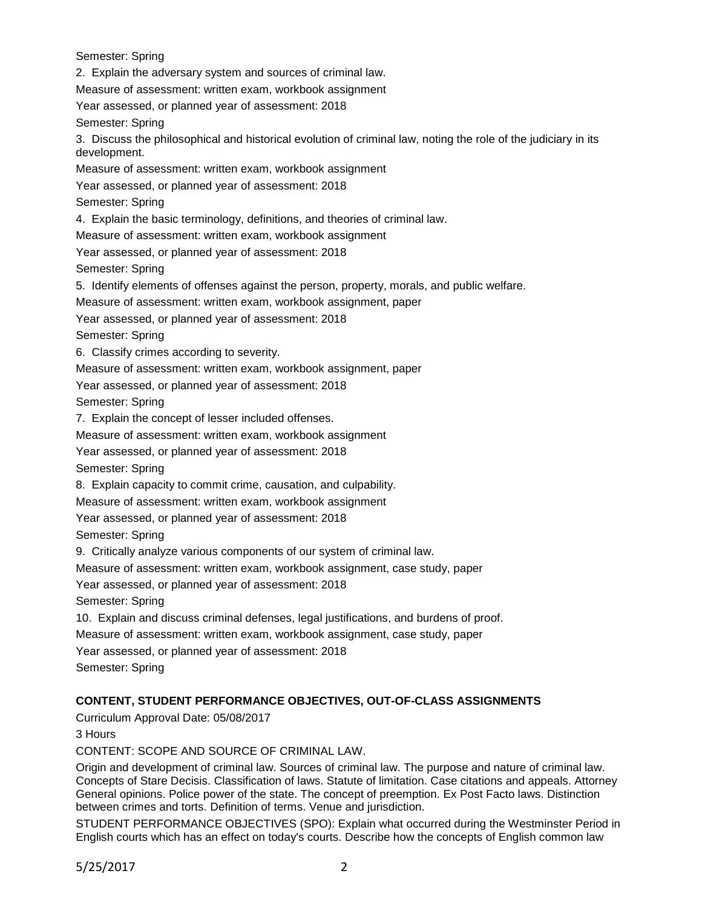Semester: Spring

2. Explain the adversary system and sources of criminal law.

Measure of assessment: written exam, workbook assignment

Year assessed, or planned year of assessment: 2018

Semester: Spring

3. Discuss the philosophical and historical evolution of criminal law, noting the role of the judiciary in its development.

Measure of assessment: written exam, workbook assignment

Year assessed, or planned year of assessment: 2018

Semester: Spring

4. Explain the basic terminology, definitions, and theories of criminal law.

Measure of assessment: written exam, workbook assignment

Year assessed, or planned year of assessment: 2018

Semester: Spring

5. Identify elements of offenses against the person, property, morals, and public welfare.

Measure of assessment: written exam, workbook assignment, paper

Year assessed, or planned year of assessment: 2018

Semester: Spring

6. Classify crimes according to severity.

Measure of assessment: written exam, workbook assignment, paper

Year assessed, or planned year of assessment: 2018

Semester: Spring

7. Explain the concept of lesser included offenses.

Measure of assessment: written exam, workbook assignment

Year assessed, or planned year of assessment: 2018

Semester: Spring

8. Explain capacity to commit crime, causation, and culpability.

Measure of assessment: written exam, workbook assignment

Year assessed, or planned year of assessment: 2018

Semester: Spring

9. Critically analyze various components of our system of criminal law.

Measure of assessment: written exam, workbook assignment, case study, paper

Year assessed, or planned year of assessment: 2018

Semester: Spring

10. Explain and discuss criminal defenses, legal justifications, and burdens of proof.

Measure of assessment: written exam, workbook assignment, case study, paper

Year assessed, or planned year of assessment: 2018

Semester: Spring

## CONTENT, STUDENT PERFORMANCE OBJECTIVES, OUT-OF-CLASS ASSIGNMENTS

Curriculum Approval Date: 05/08/2017

3 Hours

CONTENT: SCOPE AND SOURCE OF CRIMINAL LAW.

Origin and development of criminal law. Sources of criminal law. The purpose and nature of criminal law. Concepts of Stare Decisis. Classification of laws. Statute of limitation. Case citations and appeals. Attorney General opinions. Police power of the state. The concept of preemption. Ex Post Facto laws. Distinction between crimes and torts. Definition of terms. Venue and jurisdiction.

STUDENT PERFORMANCE OBJECTIVES (SPO): Explain what occurred during the Westminster Period in English courts which has an effect on today's courts. Describe how the concepts of English common law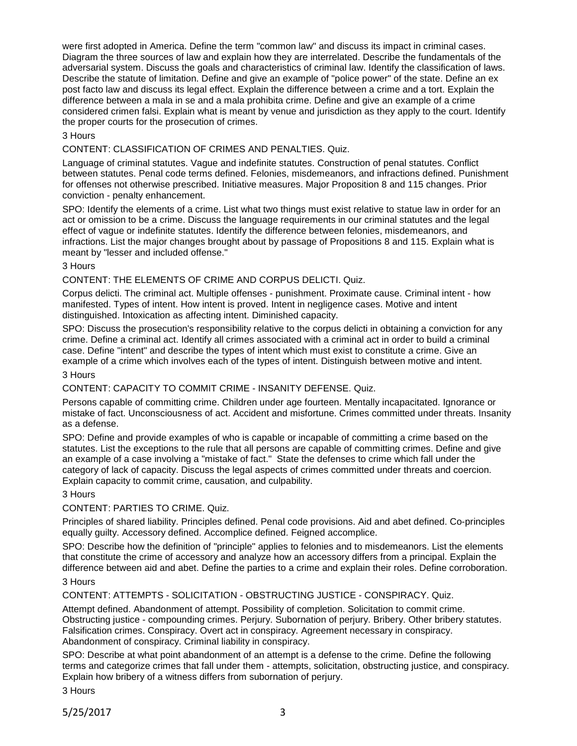were first adopted in America. Define the term "common law" and discuss its impact in criminal cases. Diagram the three sources of law and explain how they are interrelated. Describe the fundamentals of the adversarial system. Discuss the goals and characteristics of criminal law. Identify the classification of laws. Describe the statute of limitation. Define and give an example of "police power" of the state. Define an ex post facto law and discuss its legal effect. Explain the difference between a crime and a tort. Explain the difference between a mala in se and a mala prohibita crime. Define and give an example of a crime considered crimen falsi. Explain what is meant by venue and jurisdiction as they apply to the court. Identify the proper courts for the prosecution of crimes.

3 Hours

CONTENT: CLASSIFICATION OF CRIMES AND PENALTIES. Quiz.

Language of criminal statutes. Vague and indefinite statutes. Construction of penal statutes. Conflict between statutes. Penal code terms defined. Felonies, misdemeanors, and infractions defined. Punishment for offenses not otherwise prescribed. Initiative measures. Major Proposition 8 and 115 changes. Prior conviction - penalty enhancement.

SPO: Identify the elements of a crime. List what two things must exist relative to statue law in order for an act or omission to be a crime. Discuss the language requirements in our criminal statutes and the legal effect of vague or indefinite statutes. Identify the difference between felonies, misdemeanors, and infractions. List the major changes brought about by passage of Propositions 8 and 115. Explain what is meant by "lesser and included offense."

3 Hours

CONTENT: THE ELEMENTS OF CRIME AND CORPUS DELICTI. Quiz.

Corpus delicti. The criminal act. Multiple offenses - punishment. Proximate cause. Criminal intent - how manifested. Types of intent. How intent is proved. Intent in negligence cases. Motive and intent distinguished. Intoxication as affecting intent. Diminished capacity.

SPO: Discuss the prosecution's responsibility relative to the corpus delicti in obtaining a conviction for any crime. Define a criminal act. Identify all crimes associated with a criminal act in order to build a criminal case. Define "intent" and describe the types of intent which must exist to constitute a crime. Give an example of a crime which involves each of the types of intent. Distinguish between motive and intent.

3 Hours

CONTENT: CAPACITY TO COMMIT CRIME - INSANITY DEFENSE. Quiz.

Persons capable of committing crime. Children under age fourteen. Mentally incapacitated. Ignorance or mistake of fact. Unconsciousness of act. Accident and misfortune. Crimes committed under threats. Insanity as a defense.

SPO: Define and provide examples of who is capable or incapable of committing a crime based on the statutes. List the exceptions to the rule that all persons are capable of committing crimes. Define and give an example of a case involving a "mistake of fact." State the defenses to crime which fall under the category of lack of capacity. Discuss the legal aspects of crimes committed under threats and coercion. Explain capacity to commit crime, causation, and culpability.

3 Hours

CONTENT: PARTIES TO CRIME. Quiz.

Principles of shared liability. Principles defined. Penal code provisions. Aid and abet defined. Co-principles equally guilty. Accessory defined. Accomplice defined. Feigned accomplice.

SPO: Describe how the definition of "principle" applies to felonies and to misdemeanors. List the elements that constitute the crime of accessory and analyze how an accessory differs from a principal. Explain the difference between aid and abet. Define the parties to a crime and explain their roles. Define corroboration.

3 Hours

CONTENT: ATTEMPTS - SOLICITATION - OBSTRUCTING JUSTICE - CONSPIRACY. Quiz.

Attempt defined. Abandonment of attempt. Possibility of completion. Solicitation to commit crime. Obstructing justice - compounding crimes. Perjury. Subornation of perjury. Bribery. Other bribery statutes. Falsification crimes. Conspiracy. Overt act in conspiracy. Agreement necessary in conspiracy. Abandonment of conspiracy. Criminal liability in conspiracy.

SPO: Describe at what point abandonment of an attempt is a defense to the crime. Define the following terms and categorize crimes that fall under them - attempts, solicitation, obstructing justice, and conspiracy. Explain how bribery of a witness differs from subornation of perjury.

3 Hours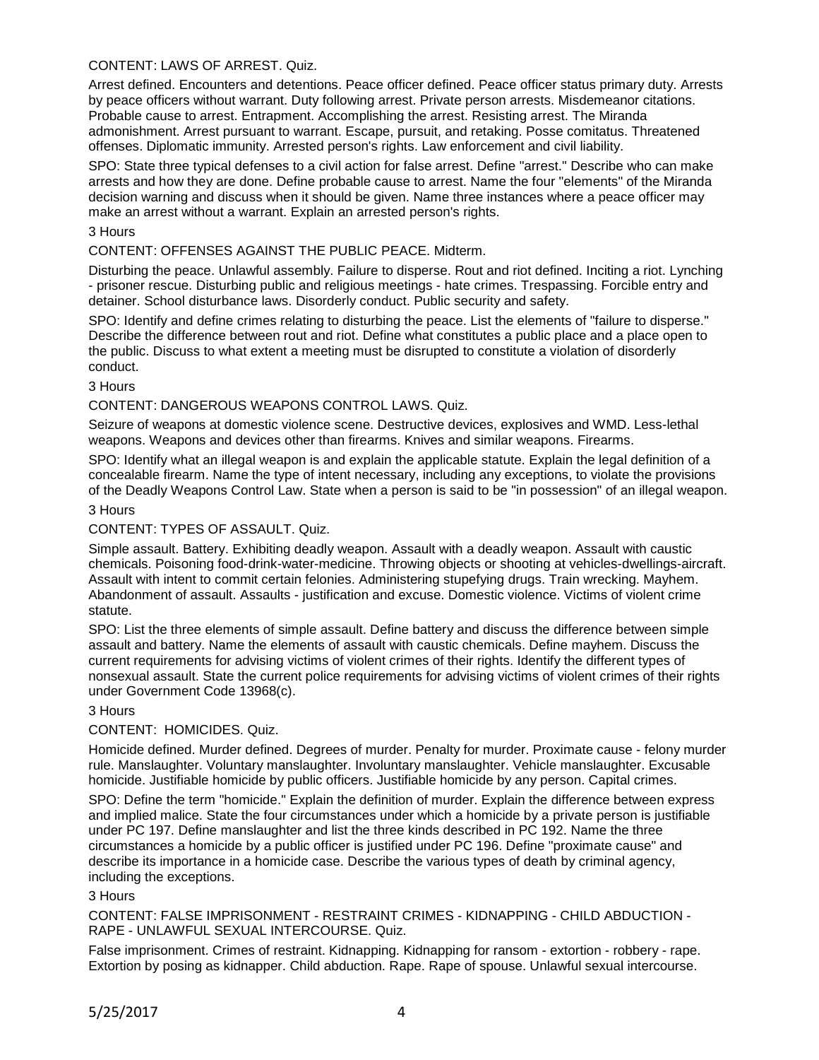CONTENT: LAWS OF ARREST. Quiz.

Arrest defined. Encounters and detentions. Peace officer defined. Peace officer status primary duty. Arrests by peace officers without warrant. Duty following arrest. Private person arrests. Misdemeanor citations. Probable cause to arrest. Entrapment. Accomplishing the arrest. Resisting arrest. The Miranda admonishment. Arrest pursuant to warrant. Escape, pursuit, and retaking. Posse comitatus. Threatened offenses. Diplomatic immunity. Arrested person's rights. Law enforcement and civil liability.

SPO: State three typical defenses to a civil action for false arrest. Define "arrest." Describe who can make arrests and how they are done. Define probable cause to arrest. Name the four "elements" of the Miranda decision warning and discuss when it should be given. Name three instances where a peace officer may make an arrest without a warrant. Explain an arrested person's rights.

3 Hours

CONTENT: OFFENSES AGAINST THE PUBLIC PEACE. Midterm.

Disturbing the peace. Unlawful assembly. Failure to disperse. Rout and riot defined. Inciting a riot. Lynching - prisoner rescue. Disturbing public and religious meetings - hate crimes. Trespassing. Forcible entry and detainer. School disturbance laws. Disorderly conduct. Public security and safety.

SPO: Identify and define crimes relating to disturbing the peace. List the elements of "failure to disperse." Describe the difference between rout and riot. Define what constitutes a public place and a place open to the public. Discuss to what extent a meeting must be disrupted to constitute a violation of disorderly conduct.

3 Hours

CONTENT: DANGEROUS WEAPONS CONTROL LAWS. Quiz.

Seizure of weapons at domestic violence scene. Destructive devices, explosives and WMD. Less-lethal weapons. Weapons and devices other than firearms. Knives and similar weapons. Firearms.

SPO: Identify what an illegal weapon is and explain the applicable statute. Explain the legal definition of a concealable firearm. Name the type of intent necessary, including any exceptions, to violate the provisions of the Deadly Weapons Control Law. State when a person is said to be "in possession" of an illegal weapon.

3 Hours

CONTENT: TYPES OF ASSAULT. Quiz.

Simple assault. Battery. Exhibiting deadly weapon. Assault with a deadly weapon. Assault with caustic chemicals. Poisoning food-drink-water-medicine. Throwing objects or shooting at vehicles-dwellings-aircraft. Assault with intent to commit certain felonies. Administering stupefying drugs. Train wrecking. Mayhem. Abandonment of assault. Assaults - justification and excuse. Domestic violence. Victims of violent crime statute.

SPO: List the three elements of simple assault. Define battery and discuss the difference between simple assault and battery. Name the elements of assault with caustic chemicals. Define mayhem. Discuss the current requirements for advising victims of violent crimes of their rights. Identify the different types of nonsexual assault. State the current police requirements for advising victims of violent crimes of their rights under Government Code 13968(c).

3 Hours

CONTENT: HOMICIDES. Quiz.

Homicide defined. Murder defined. Degrees of murder. Penalty for murder. Proximate cause - felony murder rule. Manslaughter. Voluntary manslaughter. Involuntary manslaughter. Vehicle manslaughter. Excusable homicide. Justifiable homicide by public officers. Justifiable homicide by any person. Capital crimes.

SPO: Define the term "homicide." Explain the definition of murder. Explain the difference between express and implied malice. State the four circumstances under which a homicide by a private person is justifiable under PC 197. Define manslaughter and list the three kinds described in PC 192. Name the three circumstances a homicide by a public officer is justified under PC 196. Define "proximate cause" and describe its importance in a homicide case. Describe the various types of death by criminal agency, including the exceptions.

3 Hours

CONTENT: FALSE IMPRISONMENT - RESTRAINT CRIMES - KIDNAPPING - CHILD ABDUCTION - RAPE - UNLAWFUL SEXUAL INTERCOURSE. Quiz.

False imprisonment. Crimes of restraint. Kidnapping. Kidnapping for ransom - extortion - robbery - rape. Extortion by posing as kidnapper. Child abduction. Rape. Rape of spouse. Unlawful sexual intercourse.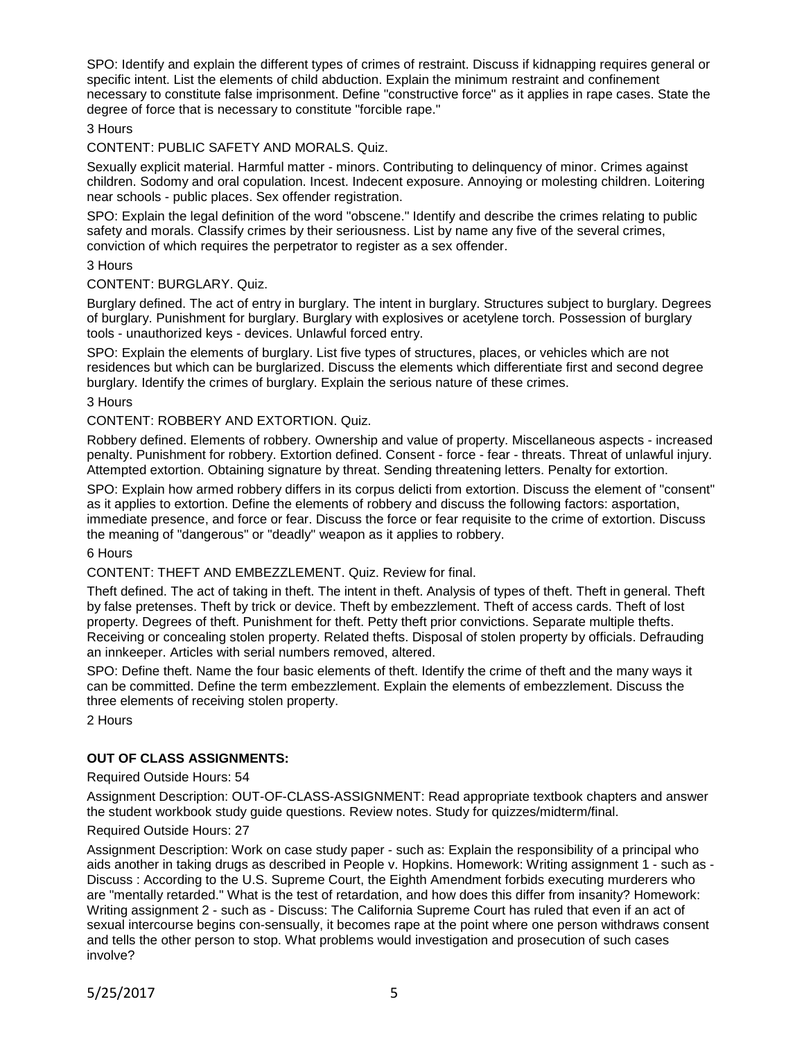SPO: Identify and explain the different types of crimes of restraint. Discuss if kidnapping requires general or specific intent. List the elements of child abduction. Explain the minimum restraint and confinement necessary to constitute false imprisonment. Define "constructive force" as it applies in rape cases. State the degree of force that is necessary to constitute "forcible rape."

3 Hours

CONTENT: PUBLIC SAFETY AND MORALS. Quiz.

Sexually explicit material. Harmful matter - minors. Contributing to delinquency of minor. Crimes against children. Sodomy and oral copulation. Incest. Indecent exposure. Annoying or molesting children. Loitering near schools - public places. Sex offender registration.

SPO: Explain the legal definition of the word "obscene." Identify and describe the crimes relating to public safety and morals. Classify crimes by their seriousness. List by name any five of the several crimes, conviction of which requires the perpetrator to register as a sex offender.

3 Hours

CONTENT: BURGLARY. Quiz.

Burglary defined. The act of entry in burglary. The intent in burglary. Structures subject to burglary. Degrees of burglary. Punishment for burglary. Burglary with explosives or acetylene torch. Possession of burglary tools - unauthorized keys - devices. Unlawful forced entry.

SPO: Explain the elements of burglary. List five types of structures, places, or vehicles which are not residences but which can be burglarized. Discuss the elements which differentiate first and second degree burglary. Identify the crimes of burglary. Explain the serious nature of these crimes.

3 Hours

CONTENT: ROBBERY AND EXTORTION. Quiz.

Robbery defined. Elements of robbery. Ownership and value of property. Miscellaneous aspects - increased penalty. Punishment for robbery. Extortion defined. Consent - force - fear - threats. Threat of unlawful injury. Attempted extortion. Obtaining signature by threat. Sending threatening letters. Penalty for extortion.

SPO: Explain how armed robbery differs in its corpus delicti from extortion. Discuss the element of "consent" as it applies to extortion. Define the elements of robbery and discuss the following factors: asportation, immediate presence, and force or fear. Discuss the force or fear requisite to the crime of extortion. Discuss the meaning of "dangerous" or "deadly" weapon as it applies to robbery.

6 Hours

CONTENT: THEFT AND EMBEZZLEMENT. Quiz. Review for final.

Theft defined. The act of taking in theft. The intent in theft. Analysis of types of theft. Theft in general. Theft by false pretenses. Theft by trick or device. Theft by embezzlement. Theft of access cards. Theft of lost property. Degrees of theft. Punishment for theft. Petty theft prior convictions. Separate multiple thefts. Receiving or concealing stolen property. Related thefts. Disposal of stolen property by officials. Defrauding an innkeeper. Articles with serial numbers removed, altered.

SPO: Define theft. Name the four basic elements of theft. Identify the crime of theft and the many ways it can be committed. Define the term embezzlement. Explain the elements of embezzlement. Discuss the three elements of receiving stolen property.

2 Hours

## OUT OF CLASS ASSIGNMENTS:

Required Outside Hours: 54

Assignment Description: OUT-OF-CLASS-ASSIGNMENT: Read appropriate textbook chapters and answer the student workbook study guide questions. Review notes. Study for quizzes/midterm/final.

Required Outside Hours: 27

Assignment Description: Work on case study paper - such as: Explain the responsibility of a principal who aids another in taking drugs as described in People v. Hopkins. Homework: Writing assignment 1 - such as - Discuss : According to the U.S. Supreme Court, the Eighth Amendment forbids executing murderers who are "mentally retarded." What is the test of retardation, and how does this differ from insanity? Homework: Writing assignment 2 - such as - Discuss: The California Supreme Court has ruled that even if an act of sexual intercourse begins con-sensually, it becomes rape at the point where one person withdraws consent and tells the other person to stop. What problems would investigation and prosecution of such cases involve?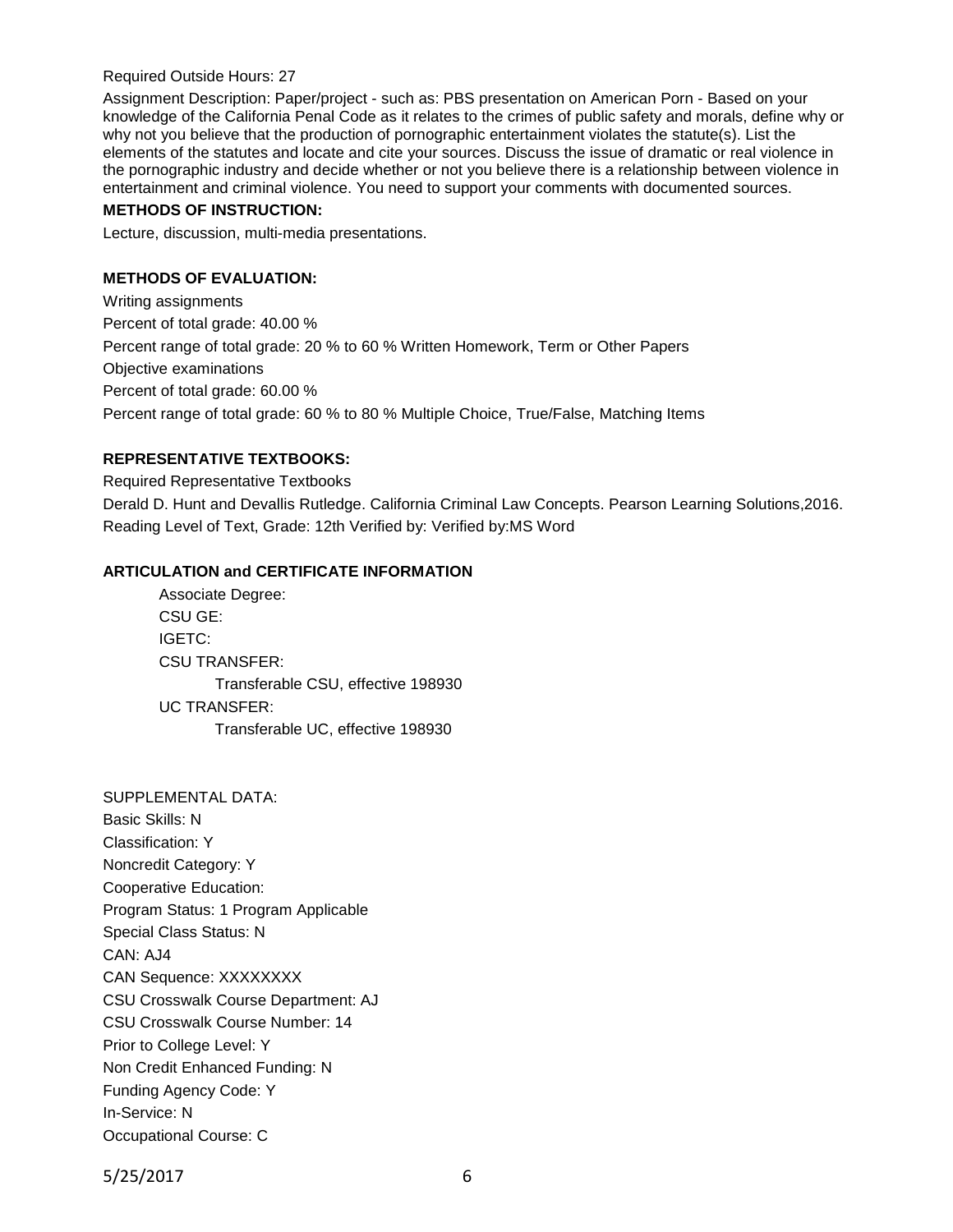Required Outside Hours: 27

Assignment Description: Paper/project - such as: PBS presentation on American Porn - Based on your knowledge of the California Penal Code as it relates to the crimes of public safety and morals, define why or why not you believe that the production of pornographic entertainment violates the statute(s). List the elements of the statutes and locate and cite your sources. Discuss the issue of dramatic or real violence in the pornographic industry and decide whether or not you believe there is a relationship between violence in entertainment and criminal violence. You need to support your comments with documented sources.

**METHODS OF INSTRUCTION:**

Lecture, discussion, multi-media presentations.

**METHODS OF EVALUATION:**

Writing assignments

Percent of total grade: 40.00 %

Percent range of total grade: 20 % to 60 % Written Homework, Term or Other Papers

Objective examinations

Percent of total grade: 60.00 %

Percent range of total grade: 60 % to 80 % Multiple Choice, True/False, Matching Items

**REPRESENTATIVE TEXTBOOKS:**

Required Representative Textbooks

Derald D. Hunt and Devallis Rutledge. California Criminal Law Concepts. Pearson Learning Solutions,2016.

Reading Level of Text, Grade: 12th Verified by: Verified by:MS Word

**ARTICULATION and CERTIFICATE INFORMATION**

Associate Degree:

CSU GE:

IGETC:

CSU TRANSFER:

Transferable CSU, effective 198930

UC TRANSFER:

Transferable UC, effective 198930

SUPPLEMENTAL DATA:

Basic Skills: N

Classification: Y

Noncredit Category: Y

Cooperative Education:

Program Status: 1 Program Applicable

Special Class Status: N

CAN: AJ4

CAN Sequence: XXXXXXXX

CSU Crosswalk Course Department: AJ

CSU Crosswalk Course Number: 14

Prior to College Level: Y

Non Credit Enhanced Funding: N

Funding Agency Code: Y

In-Service: N

Occupational Course: C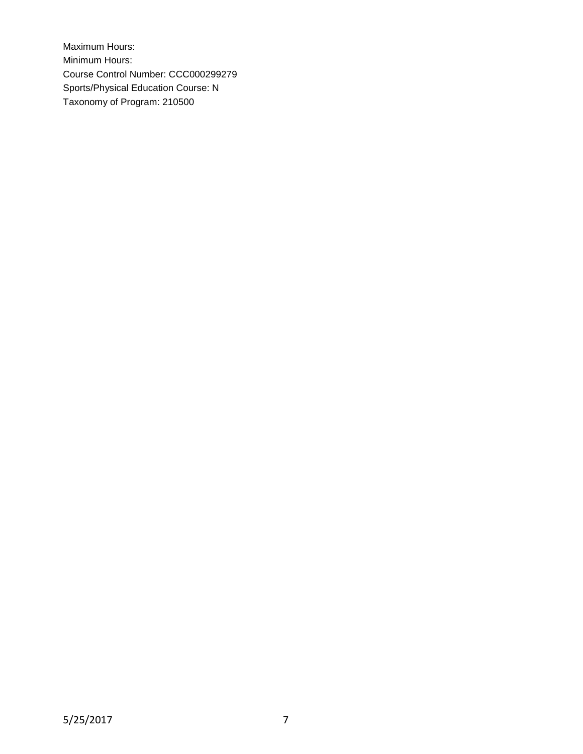Maximum Hours:
Minimum Hours:
Course Control Number: CCC000299279
Sports/Physical Education Course: N
Taxonomy of Program: 210500